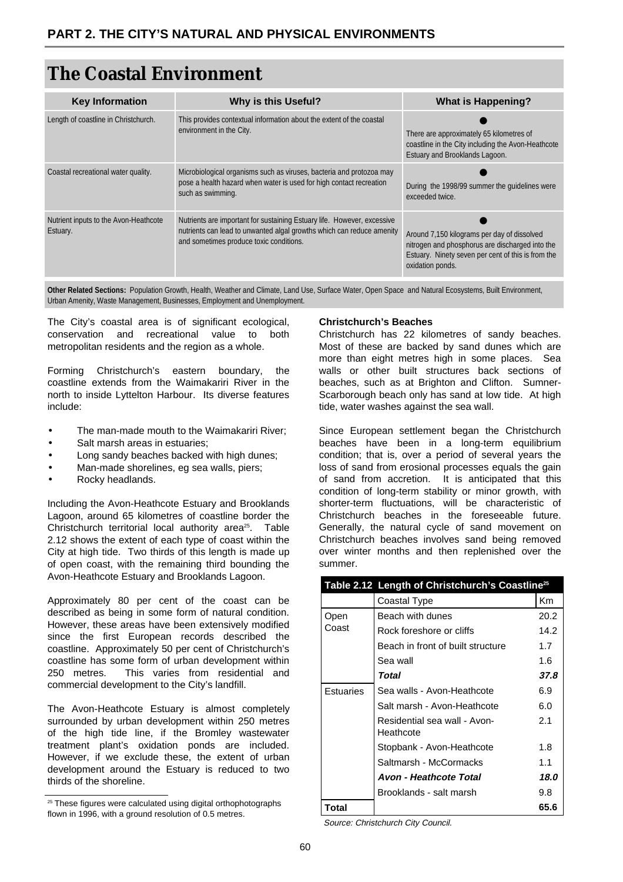# PART 2. THE CITY'S NATURAL AND PHYSICAL ENVIRONMENTS

## The Coastal Environment

| Key Information | Why is this Useful? | What is Happening? |
|---|---|---|
| Length of coastline in Christchurch. | This provides contextual information about the extent of the coastal environment in the City. | ● There are approximately 65 kilometres of coastline in the City including the Avon-Heathcote Estuary and Brooklands Lagoon. |
| Coastal recreational water quality. | Microbiological organisms such as viruses, bacteria and protozoa may pose a health hazard when water is used for high contact recreation such as swimming. | ● During the 1998/99 summer the guidelines were exceeded twice. |
| Nutrient inputs to the Avon-Heathcote Estuary. | Nutrients are important for sustaining Estuary life. However, excessive nutrients can lead to unwanted algal growths which can reduce amenity and sometimes produce toxic conditions. | ● Around 7,150 kilograms per day of dissolved nitrogen and phosphorus are discharged into the Estuary. Ninety seven per cent of this is from the oxidation ponds. |

**Other Related Sections:** Population Growth, Health, Weather and Climate, Land Use, Surface Water, Open Space and Natural Ecosystems, Built Environment, Urban Amenity, Waste Management, Businesses, Employment and Unemployment.

The City's coastal area is of significant ecological, conservation and recreational value to both metropolitan residents and the region as a whole.

Forming Christchurch's eastern boundary, the coastline extends from the Waimakariri River in the north to inside Lyttelton Harbour. Its diverse features include:

- The man-made mouth to the Waimakariri River;
- Salt marsh areas in estuaries;
- Long sandy beaches backed with high dunes;
- Man-made shorelines, eg sea walls, piers;
- Rocky headlands.

Including the Avon-Heathcote Estuary and Brooklands Lagoon, around 65 kilometres of coastline border the Christchurch territorial local authority area[25]. Table 2.12 shows the extent of each type of coast within the City at high tide. Two thirds of this length is made up of open coast, with the remaining third bounding the Avon-Heathcote Estuary and Brooklands Lagoon.

Approximately 80 per cent of the coast can be described as being in some form of natural condition. However, these areas have been extensively modified since the first European records described the coastline. Approximately 50 per cent of Christchurch's coastline has some form of urban development within 250 metres. This varies from residential and commercial development to the City's landfill.

The Avon-Heathcote Estuary is almost completely surrounded by urban development within 250 metres of the high tide line, if the Bromley wastewater treatment plant's oxidation ponds are included. However, if we exclude these, the extent of urban development around the Estuary is reduced to two thirds of the shoreline.

[25] These figures were calculated using digital orthophotographs flown in 1996, with a ground resolution of 0.5 metres.

**Christchurch's Beaches**

Christchurch has 22 kilometres of sandy beaches. Most of these are backed by sand dunes which are more than eight metres high in some places. Sea walls or other built structures back sections of beaches, such as at Brighton and Clifton. Sumner-Scarborough beach only has sand at low tide. At high tide, water washes against the sea wall.

Since European settlement began the Christchurch beaches have been in a long-term equilibrium condition; that is, over a period of several years the loss of sand from erosional processes equals the gain of sand from accretion. It is anticipated that this condition of long-term stability or minor growth, with shorter-term fluctuations, will be characteristic of Christchurch beaches in the foreseeable future. Generally, the natural cycle of sand movement on Christchurch beaches involves sand being removed over winter months and then replenished over the summer.

**Table 2.12 Length of Christchurch's Coastline[25]**

| | Coastal Type | Km |
|---|---|---|
| Open Coast | Beach with dunes | 20.2 |
| | Rock foreshore or cliffs | 14.2 |
| | Beach in front of built structure | 1.7 |
| | Sea wall | 1.6 |
| | ***Total*** | ***37.8*** |
| Estuaries | Sea walls - Avon-Heathcote | 6.9 |
| | Salt marsh - Avon-Heathcote | 6.0 |
| | Residential sea wall - Avon-Heathcote | 2.1 |
| | Stopbank - Avon-Heathcote | 1.8 |
| | Saltmarsh - McCormacks | 1.1 |
| | ***Avon - Heathcote Total*** | ***18.0*** |
| | Brooklands - salt marsh | 9.8 |
| **Total** | | **65.6** |

*Source: Christchurch City Council.*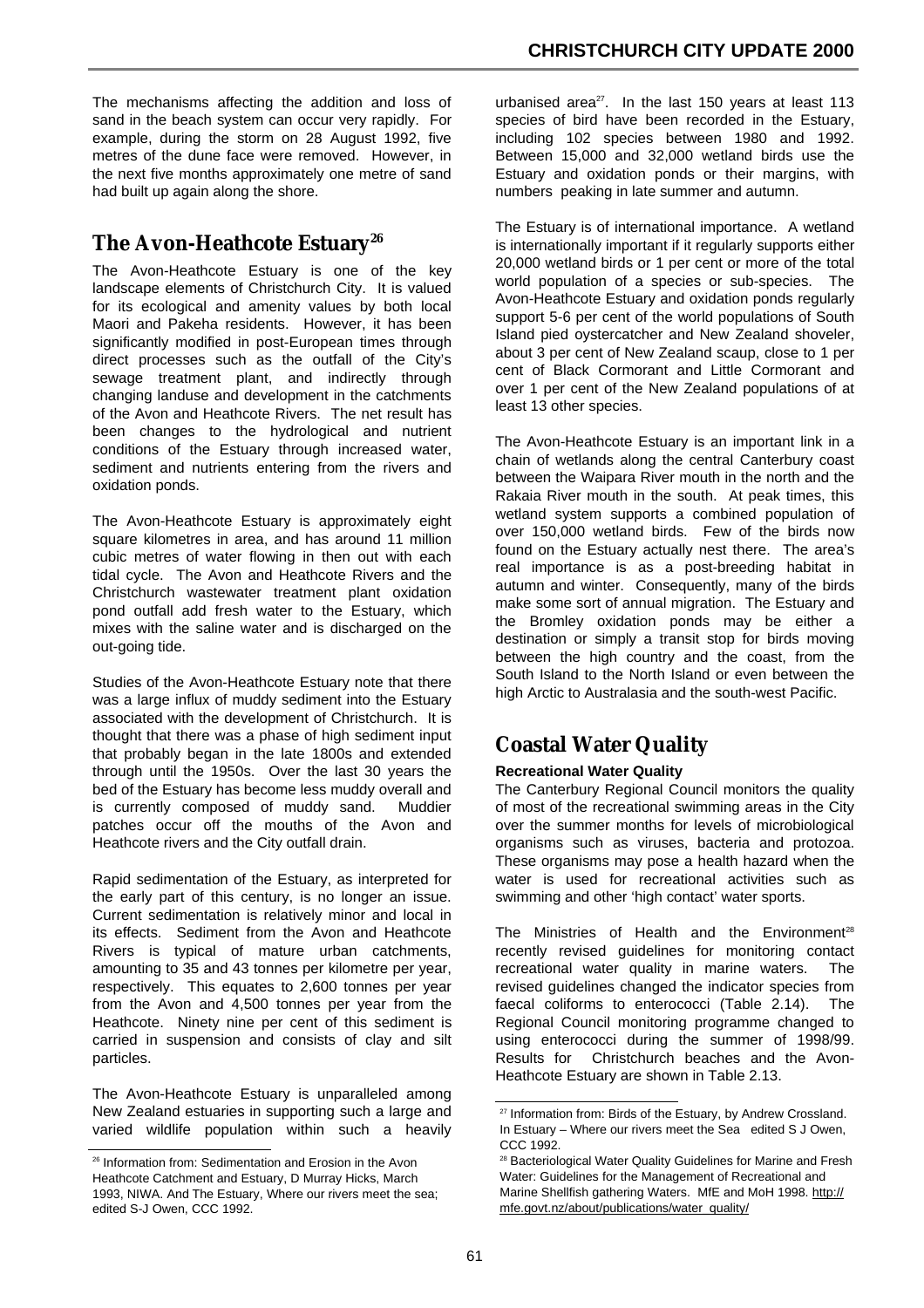The mechanisms affecting the addition and loss of sand in the beach system can occur very rapidly. For example, during the storm on 28 August 1992, five metres of the dune face were removed. However, in the next five months approximately one metre of sand had built up again along the shore.

## The Avon-Heathcote Estuary[26]

The Avon-Heathcote Estuary is one of the key landscape elements of Christchurch City. It is valued for its ecological and amenity values by both local Maori and Pakeha residents. However, it has been significantly modified in post-European times through direct processes such as the outfall of the City's sewage treatment plant, and indirectly through changing landuse and development in the catchments of the Avon and Heathcote Rivers. The net result has been changes to the hydrological and nutrient conditions of the Estuary through increased water, sediment and nutrients entering from the rivers and oxidation ponds.

The Avon-Heathcote Estuary is approximately eight square kilometres in area, and has around 11 million cubic metres of water flowing in then out with each tidal cycle. The Avon and Heathcote Rivers and the Christchurch wastewater treatment plant oxidation pond outfall add fresh water to the Estuary, which mixes with the saline water and is discharged on the out-going tide.

Studies of the Avon-Heathcote Estuary note that there was a large influx of muddy sediment into the Estuary associated with the development of Christchurch. It is thought that there was a phase of high sediment input that probably began in the late 1800s and extended through until the 1950s. Over the last 30 years the bed of the Estuary has become less muddy overall and is currently composed of muddy sand. Muddier patches occur off the mouths of the Avon and Heathcote rivers and the City outfall drain.

Rapid sedimentation of the Estuary, as interpreted for the early part of this century, is no longer an issue. Current sedimentation is relatively minor and local in its effects. Sediment from the Avon and Heathcote Rivers is typical of mature urban catchments, amounting to 35 and 43 tonnes per kilometre per year, respectively. This equates to 2,600 tonnes per year from the Avon and 4,500 tonnes per year from the Heathcote. Ninety nine per cent of this sediment is carried in suspension and consists of clay and silt particles.

The Avon-Heathcote Estuary is unparalleled among New Zealand estuaries in supporting such a large and varied wildlife population within such a heavily urbanised area[27]. In the last 150 years at least 113 species of bird have been recorded in the Estuary, including 102 species between 1980 and 1992. Between 15,000 and 32,000 wetland birds use the Estuary and oxidation ponds or their margins, with numbers peaking in late summer and autumn.

The Estuary is of international importance. A wetland is internationally important if it regularly supports either 20,000 wetland birds or 1 per cent or more of the total world population of a species or sub-species. The Avon-Heathcote Estuary and oxidation ponds regularly support 5-6 per cent of the world populations of South Island pied oystercatcher and New Zealand shoveler, about 3 per cent of New Zealand scaup, close to 1 per cent of Black Cormorant and Little Cormorant and over 1 per cent of the New Zealand populations of at least 13 other species.

The Avon-Heathcote Estuary is an important link in a chain of wetlands along the central Canterbury coast between the Waipara River mouth in the north and the Rakaia River mouth in the south. At peak times, this wetland system supports a combined population of over 150,000 wetland birds. Few of the birds now found on the Estuary actually nest there. The area's real importance is as a post-breeding habitat in autumn and winter. Consequently, many of the birds make some sort of annual migration. The Estuary and the Bromley oxidation ponds may be either a destination or simply a transit stop for birds moving between the high country and the coast, from the South Island to the North Island or even between the high Arctic to Australasia and the south-west Pacific.

## Coastal Water Quality

**Recreational Water Quality**

The Canterbury Regional Council monitors the quality of most of the recreational swimming areas in the City over the summer months for levels of microbiological organisms such as viruses, bacteria and protozoa. These organisms may pose a health hazard when the water is used for recreational activities such as swimming and other 'high contact' water sports.

The Ministries of Health and the Environment[28] recently revised guidelines for monitoring contact recreational water quality in marine waters. The revised guidelines changed the indicator species from faecal coliforms to enterococci (Table 2.14). The Regional Council monitoring programme changed to using enterococci during the summer of 1998/99. Results for Christchurch beaches and the Avon-Heathcote Estuary are shown in Table 2.13.

---

[26] Information from: Sedimentation and Erosion in the Avon Heathcote Catchment and Estuary, D Murray Hicks, March 1993, NIWA. And The Estuary, Where our rivers meet the sea; edited S-J Owen, CCC 1992.

[27] Information from: Birds of the Estuary, by Andrew Crossland. In Estuary – Where our rivers meet the Sea edited S J Owen, CCC 1992.

[28] Bacteriological Water Quality Guidelines for Marine and Fresh Water: Guidelines for the Management of Recreational and Marine Shellfish gathering Waters. MfE and MoH 1998. http://mfe.govt.nz/about/publications/water_quality/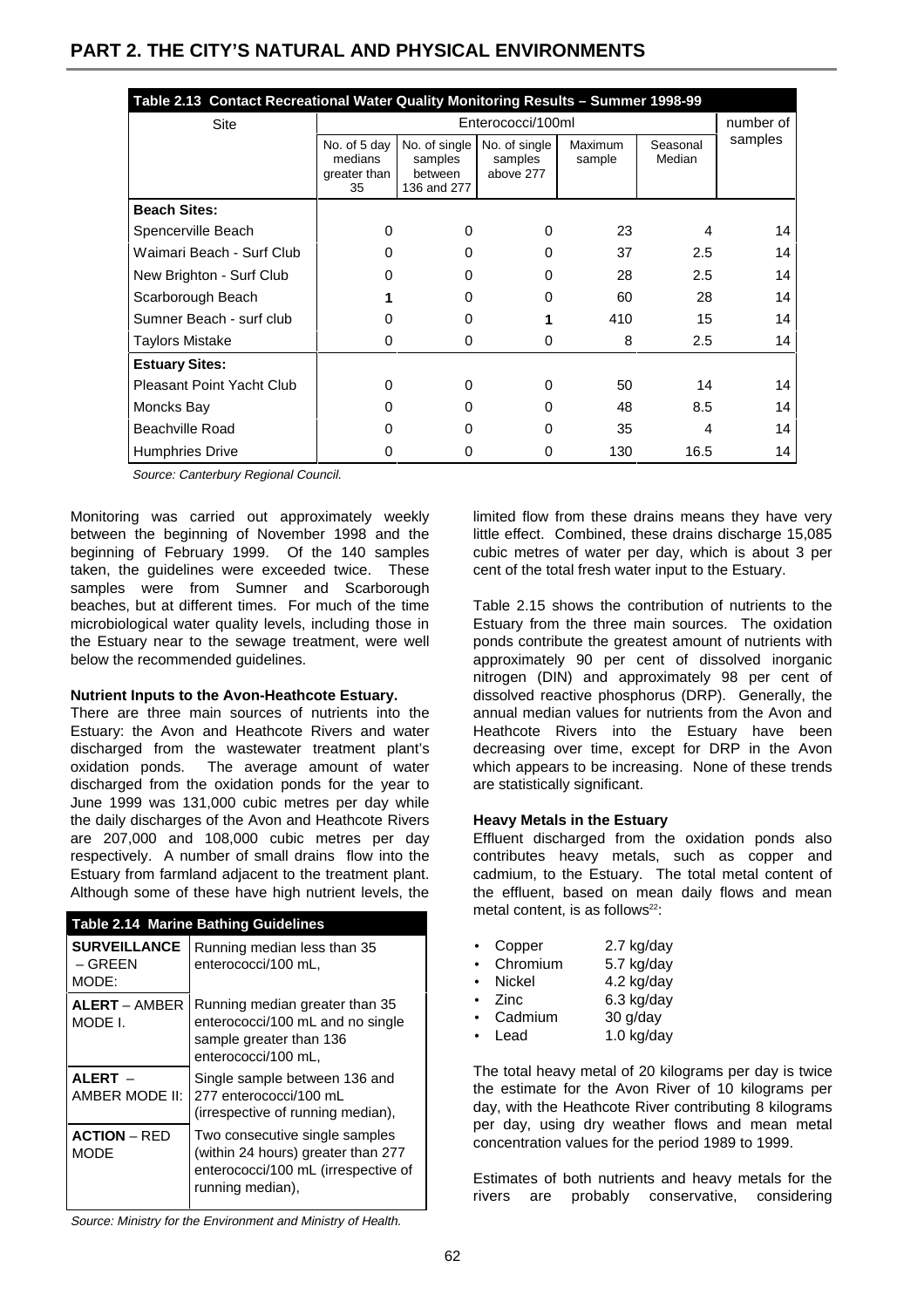## PART 2. THE CITY'S NATURAL AND PHYSICAL ENVIRONMENTS

**Table 2.13 Contact Recreational Water Quality Monitoring Results – Summer 1998-99**

| Site | Enterococci/100ml | | | | | number of samples |
|---|---|---|---|---|---|---|
| | No. of 5 day medians greater than 35 | No. of single samples between 136 and 277 | No. of single samples above 277 | Maximum sample | Seasonal Median | |
| **Beach Sites:** | | | | | | |
| Spencerville Beach | 0 | 0 | 0 | 23 | 4 | 14 |
| Waimari Beach - Surf Club | 0 | 0 | 0 | 37 | 2.5 | 14 |
| New Brighton - Surf Club | 0 | 0 | 0 | 28 | 2.5 | 14 |
| Scarborough Beach | **1** | 0 | 0 | 60 | 28 | 14 |
| Sumner Beach - surf club | 0 | 0 | **1** | 410 | 15 | 14 |
| Taylors Mistake | 0 | 0 | 0 | 8 | 2.5 | 14 |
| **Estuary Sites:** | | | | | | |
| Pleasant Point Yacht Club | 0 | 0 | 0 | 50 | 14 | 14 |
| Moncks Bay | 0 | 0 | 0 | 48 | 8.5 | 14 |
| Beachville Road | 0 | 0 | 0 | 35 | 4 | 14 |
| Humphries Drive | 0 | 0 | 0 | 130 | 16.5 | 14 |

*Source: Canterbury Regional Council.*

Monitoring was carried out approximately weekly between the beginning of November 1998 and the beginning of February 1999. Of the 140 samples taken, the guidelines were exceeded twice. These samples were from Sumner and Scarborough beaches, but at different times. For much of the time microbiological water quality levels, including those in the Estuary near to the sewage treatment, were well below the recommended guidelines.

**Nutrient Inputs to the Avon-Heathcote Estuary.**

There are three main sources of nutrients into the Estuary: the Avon and Heathcote Rivers and water discharged from the wastewater treatment plant's oxidation ponds. The average amount of water discharged from the oxidation ponds for the year to June 1999 was 131,000 cubic metres per day while the daily discharges of the Avon and Heathcote Rivers are 207,000 and 108,000 cubic metres per day respectively. A number of small drains flow into the Estuary from farmland adjacent to the treatment plant. Although some of these have high nutrient levels, the limited flow from these drains means they have very little effect. Combined, these drains discharge 15,085 cubic metres of water per day, which is about 3 per cent of the total fresh water input to the Estuary.

**Table 2.14 Marine Bathing Guidelines**

| | |
|---|---|
| **SURVEILLANCE** – GREEN MODE: | Running median less than 35 enterococci/100 mL, |
| **ALERT** – AMBER MODE I. | Running median greater than 35 enterococci/100 mL and no single sample greater than 136 enterococci/100 mL, |
| **ALERT** – AMBER MODE II: | Single sample between 136 and 277 enterococci/100 mL (irrespective of running median), |
| **ACTION** – RED MODE | Two consecutive single samples (within 24 hours) greater than 277 enterococci/100 mL (irrespective of running median), |

*Source: Ministry for the Environment and Ministry of Health.*

Table 2.15 shows the contribution of nutrients to the Estuary from the three main sources. The oxidation ponds contribute the greatest amount of nutrients with approximately 90 per cent of dissolved inorganic nitrogen (DIN) and approximately 98 per cent of dissolved reactive phosphorus (DRP). Generally, the annual median values for nutrients from the Avon and Heathcote Rivers into the Estuary have been decreasing over time, except for DRP in the Avon which appears to be increasing. None of these trends are statistically significant.

**Heavy Metals in the Estuary**

Effluent discharged from the oxidation ponds also contributes heavy metals, such as copper and cadmium, to the Estuary. The total metal content of the effluent, based on mean daily flows and mean metal content, is as follows[22]:

- Copper 2.7 kg/day
- Chromium 5.7 kg/day
- Nickel 4.2 kg/day
- Zinc 6.3 kg/day
- Cadmium 30 g/day
- Lead 1.0 kg/day

The total heavy metal of 20 kilograms per day is twice the estimate for the Avon River of 10 kilograms per day, with the Heathcote River contributing 8 kilograms per day, using dry weather flows and mean metal concentration values for the period 1989 to 1999.

Estimates of both nutrients and heavy metals for the rivers are probably conservative, considering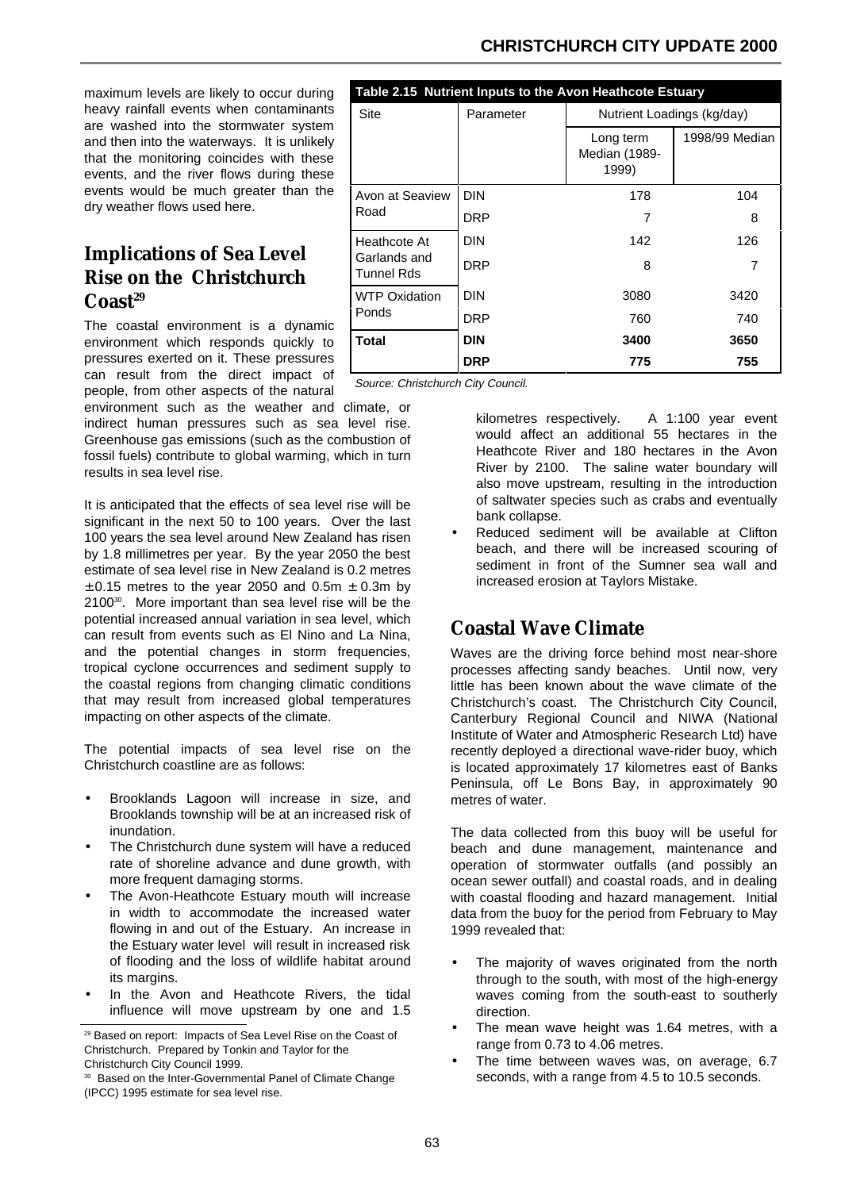maximum levels are likely to occur during heavy rainfall events when contaminants are washed into the stormwater system and then into the waterways. It is unlikely that the monitoring coincides with these events, and the river flows during these events would be much greater than the dry weather flows used here.

**Table 2.15 Nutrient Inputs to the Avon Heathcote Estuary**

| Site | Parameter | Nutrient Loadings (kg/day) | |
|---|---|---|---|
| | | Long term Median (1989-1999) | 1998/99 Median |
| Avon at Seaview Road | DIN | 178 | 104 |
| | DRP | 7 | 8 |
| Heathcote At Garlands and Tunnel Rds | DIN | 142 | 126 |
| | DRP | 8 | 7 |
| WTP Oxidation Ponds | DIN | 3080 | 3420 |
| | DRP | 760 | 740 |
| **Total** | **DIN** | **3400** | **3650** |
| | **DRP** | **775** | **755** |

*Source: Christchurch City Council.*

## Implications of Sea Level Rise on the Christchurch Coast[29]

The coastal environment is a dynamic environment which responds quickly to pressures exerted on it. These pressures can result from the direct impact of people, from other aspects of the natural environment such as the weather and climate, or indirect human pressures such as sea level rise. Greenhouse gas emissions (such as the combustion of fossil fuels) contribute to global warming, which in turn results in sea level rise.

It is anticipated that the effects of sea level rise will be significant in the next 50 to 100 years. Over the last 100 years the sea level around New Zealand has risen by 1.8 millimetres per year. By the year 2050 the best estimate of sea level rise in New Zealand is 0.2 metres ± 0.15 metres to the year 2050 and 0.5m ± 0.3m by 2100[30]. More important than sea level rise will be the potential increased annual variation in sea level, which can result from events such as El Nino and La Nina, and the potential changes in storm frequencies, tropical cyclone occurrences and sediment supply to the coastal regions from changing climatic conditions that may result from increased global temperatures impacting on other aspects of the climate.

The potential impacts of sea level rise on the Christchurch coastline are as follows:

- Brooklands Lagoon will increase in size, and Brooklands township will be at an increased risk of inundation.
- The Christchurch dune system will have a reduced rate of shoreline advance and dune growth, with more frequent damaging storms.
- The Avon-Heathcote Estuary mouth will increase in width to accommodate the increased water flowing in and out of the Estuary. An increase in the Estuary water level will result in increased risk of flooding and the loss of wildlife habitat around its margins.
- In the Avon and Heathcote Rivers, the tidal influence will move upstream by one and 1.5 kilometres respectively. A 1:100 year event would affect an additional 55 hectares in the Heathcote River and 180 hectares in the Avon River by 2100. The saline water boundary will also move upstream, resulting in the introduction of saltwater species such as crabs and eventually bank collapse.
- Reduced sediment will be available at Clifton beach, and there will be increased scouring of sediment in front of the Sumner sea wall and increased erosion at Taylors Mistake.

## Coastal Wave Climate

Waves are the driving force behind most near-shore processes affecting sandy beaches. Until now, very little has been known about the wave climate of the Christchurch's coast. The Christchurch City Council, Canterbury Regional Council and NIWA (National Institute of Water and Atmospheric Research Ltd) have recently deployed a directional wave-rider buoy, which is located approximately 17 kilometres east of Banks Peninsula, off Le Bons Bay, in approximately 90 metres of water.

The data collected from this buoy will be useful for beach and dune management, maintenance and operation of stormwater outfalls (and possibly an ocean sewer outfall) and coastal roads, and in dealing with coastal flooding and hazard management. Initial data from the buoy for the period from February to May 1999 revealed that:

- The majority of waves originated from the north through to the south, with most of the high-energy waves coming from the south-east to southerly direction.
- The mean wave height was 1.64 metres, with a range from 0.73 to 4.06 metres.
- The time between waves was, on average, 6.7 seconds, with a range from 4.5 to 10.5 seconds.

---

[29] Based on report: Impacts of Sea Level Rise on the Coast of Christchurch. Prepared by Tonkin and Taylor for the Christchurch City Council 1999.

[30] Based on the Inter-Governmental Panel of Climate Change (IPCC) 1995 estimate for sea level rise.